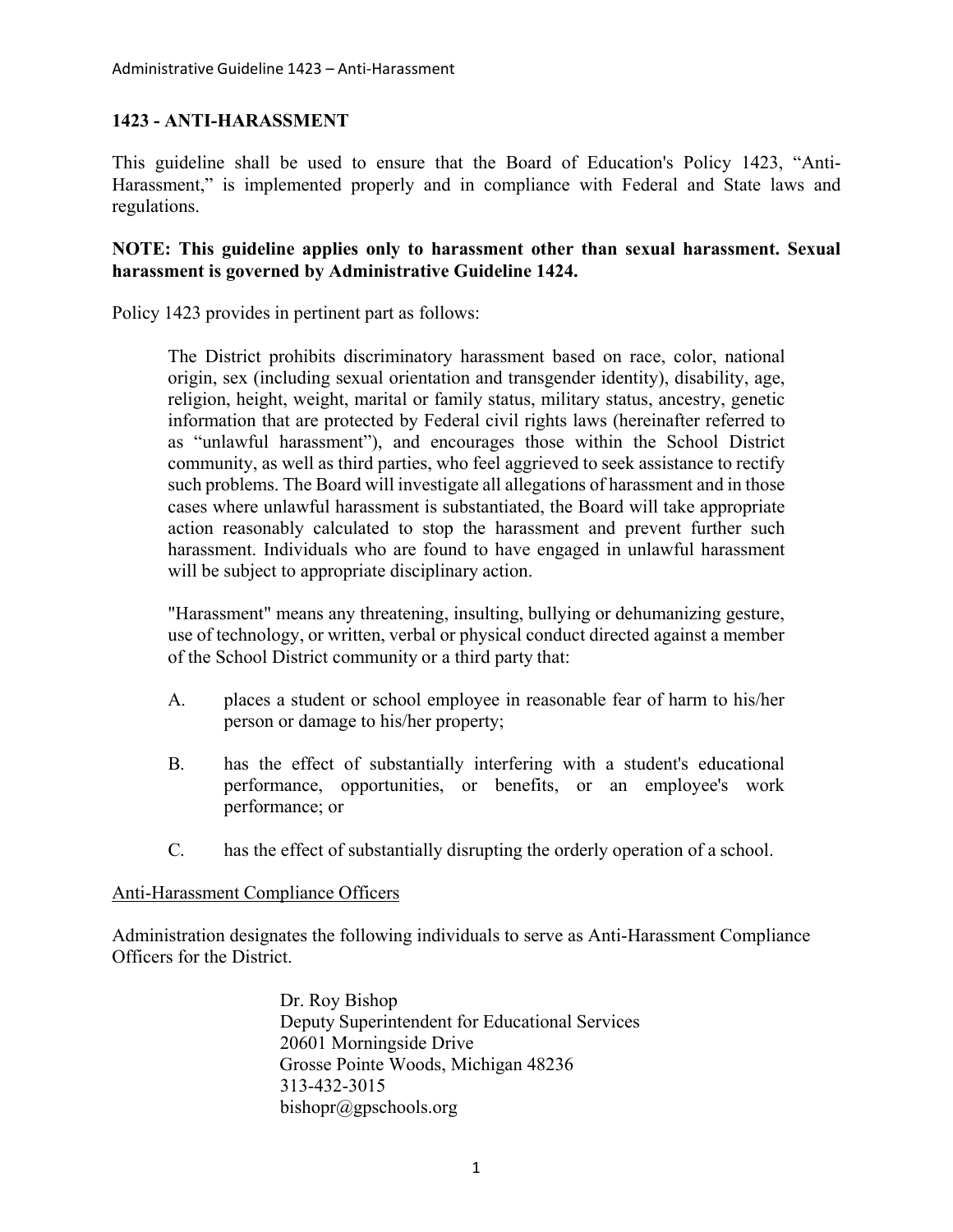# 1423 - ANTI-HARASSMENT

This guideline shall be used to ensure that the Board of Education's Policy 1423, "Anti-Harassment," is implemented properly and in compliance with Federal and State laws and regulations.

**NOTE: This guideline applies only to harassment other than sexual harassment. Sexual harassment is governed by Administrative Guideline 1424.**

Policy 1423 provides in pertinent part as follows:

> The District prohibits discriminatory harassment based on race, color, national origin, sex (including sexual orientation and transgender identity), disability, age, religion, height, weight, marital or family status, military status, ancestry, genetic information that are protected by Federal civil rights laws (hereinafter referred to as "unlawful harassment"), and encourages those within the School District community, as well as third parties, who feel aggrieved to seek assistance to rectify such problems. The Board will investigate all allegations of harassment and in those cases where unlawful harassment is substantiated, the Board will take appropriate action reasonably calculated to stop the harassment and prevent further such harassment. Individuals who are found to have engaged in unlawful harassment will be subject to appropriate disciplinary action.
>
> "Harassment" means any threatening, insulting, bullying or dehumanizing gesture, use of technology, or written, verbal or physical conduct directed against a member of the School District community or a third party that:
>
> A. places a student or school employee in reasonable fear of harm to his/her person or damage to his/her property;
>
> B. has the effect of substantially interfering with a student's educational performance, opportunities, or benefits, or an employee's work performance; or
>
> C. has the effect of substantially disrupting the orderly operation of a school.

## Anti-Harassment Compliance Officers

Administration designates the following individuals to serve as Anti-Harassment Compliance Officers for the District.

Dr. Roy Bishop
Deputy Superintendent for Educational Services
20601 Morningside Drive
Grosse Pointe Woods, Michigan 48236
313-432-3015
bishopr@gpschools.org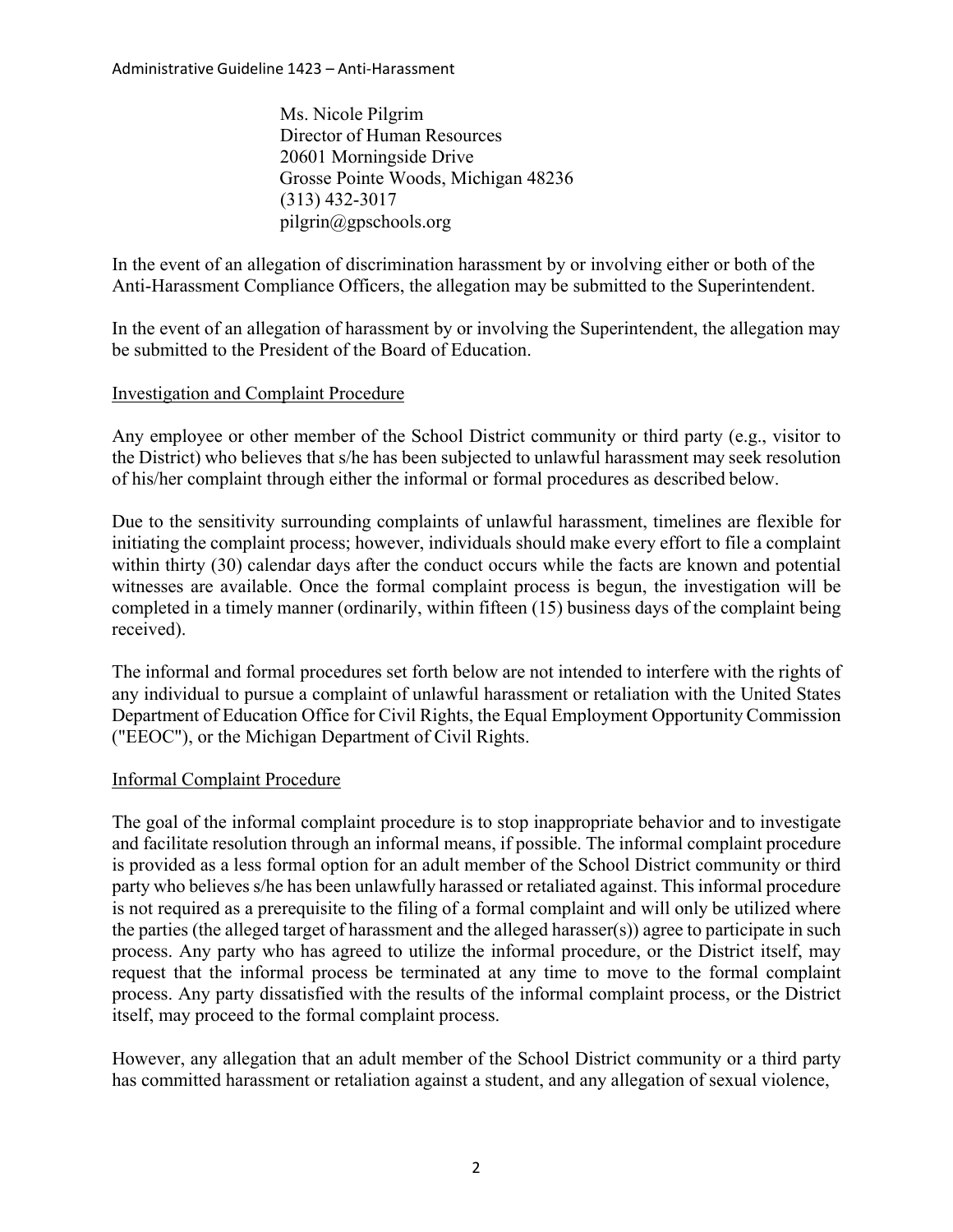Ms. Nicole Pilgrim
Director of Human Resources
20601 Morningside Drive
Grosse Pointe Woods, Michigan 48236
(313) 432-3017
pilgrin@gpschools.org

In the event of an allegation of discrimination harassment by or involving either or both of the Anti-Harassment Compliance Officers, the allegation may be submitted to the Superintendent.

In the event of an allegation of harassment by or involving the Superintendent, the allegation may be submitted to the President of the Board of Education.

## Investigation and Complaint Procedure

Any employee or other member of the School District community or third party (e.g., visitor to the District) who believes that s/he has been subjected to unlawful harassment may seek resolution of his/her complaint through either the informal or formal procedures as described below.

Due to the sensitivity surrounding complaints of unlawful harassment, timelines are flexible for initiating the complaint process; however, individuals should make every effort to file a complaint within thirty (30) calendar days after the conduct occurs while the facts are known and potential witnesses are available. Once the formal complaint process is begun, the investigation will be completed in a timely manner (ordinarily, within fifteen (15) business days of the complaint being received).

The informal and formal procedures set forth below are not intended to interfere with the rights of any individual to pursue a complaint of unlawful harassment or retaliation with the United States Department of Education Office for Civil Rights, the Equal Employment Opportunity Commission ("EEOC"), or the Michigan Department of Civil Rights.

## Informal Complaint Procedure

The goal of the informal complaint procedure is to stop inappropriate behavior and to investigate and facilitate resolution through an informal means, if possible. The informal complaint procedure is provided as a less formal option for an adult member of the School District community or third party who believes s/he has been unlawfully harassed or retaliated against. This informal procedure is not required as a prerequisite to the filing of a formal complaint and will only be utilized where the parties (the alleged target of harassment and the alleged harasser(s)) agree to participate in such process. Any party who has agreed to utilize the informal procedure, or the District itself, may request that the informal process be terminated at any time to move to the formal complaint process. Any party dissatisfied with the results of the informal complaint process, or the District itself, may proceed to the formal complaint process.

However, any allegation that an adult member of the School District community or a third party has committed harassment or retaliation against a student, and any allegation of sexual violence,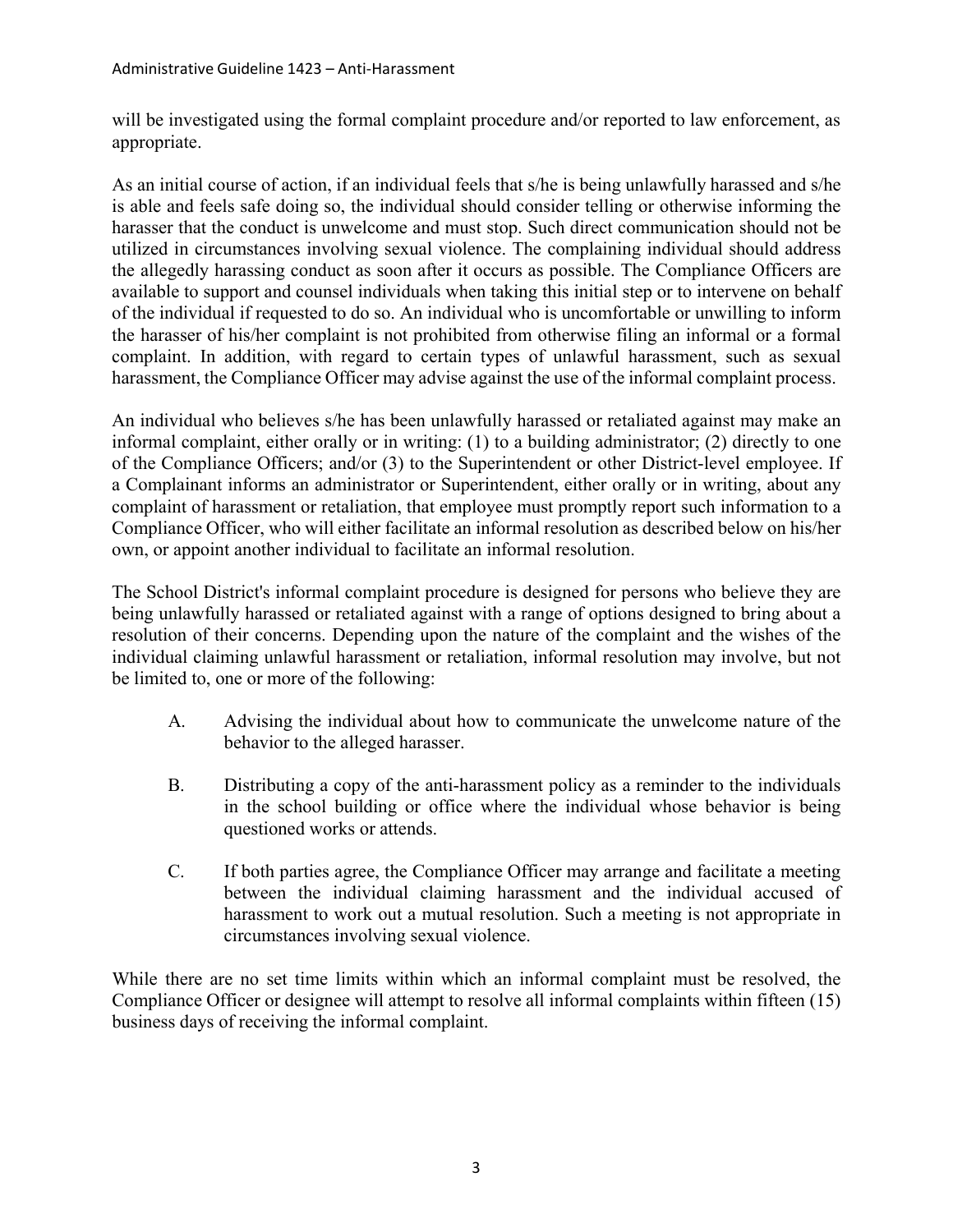will be investigated using the formal complaint procedure and/or reported to law enforcement, as appropriate.

As an initial course of action, if an individual feels that s/he is being unlawfully harassed and s/he is able and feels safe doing so, the individual should consider telling or otherwise informing the harasser that the conduct is unwelcome and must stop. Such direct communication should not be utilized in circumstances involving sexual violence. The complaining individual should address the allegedly harassing conduct as soon after it occurs as possible. The Compliance Officers are available to support and counsel individuals when taking this initial step or to intervene on behalf of the individual if requested to do so. An individual who is uncomfortable or unwilling to inform the harasser of his/her complaint is not prohibited from otherwise filing an informal or a formal complaint. In addition, with regard to certain types of unlawful harassment, such as sexual harassment, the Compliance Officer may advise against the use of the informal complaint process.

An individual who believes s/he has been unlawfully harassed or retaliated against may make an informal complaint, either orally or in writing: (1) to a building administrator; (2) directly to one of the Compliance Officers; and/or (3) to the Superintendent or other District-level employee. If a Complainant informs an administrator or Superintendent, either orally or in writing, about any complaint of harassment or retaliation, that employee must promptly report such information to a Compliance Officer, who will either facilitate an informal resolution as described below on his/her own, or appoint another individual to facilitate an informal resolution.

The School District's informal complaint procedure is designed for persons who believe they are being unlawfully harassed or retaliated against with a range of options designed to bring about a resolution of their concerns. Depending upon the nature of the complaint and the wishes of the individual claiming unlawful harassment or retaliation, informal resolution may involve, but not be limited to, one or more of the following:

A. Advising the individual about how to communicate the unwelcome nature of the behavior to the alleged harasser.

B. Distributing a copy of the anti-harassment policy as a reminder to the individuals in the school building or office where the individual whose behavior is being questioned works or attends.

C. If both parties agree, the Compliance Officer may arrange and facilitate a meeting between the individual claiming harassment and the individual accused of harassment to work out a mutual resolution. Such a meeting is not appropriate in circumstances involving sexual violence.

While there are no set time limits within which an informal complaint must be resolved, the Compliance Officer or designee will attempt to resolve all informal complaints within fifteen (15) business days of receiving the informal complaint.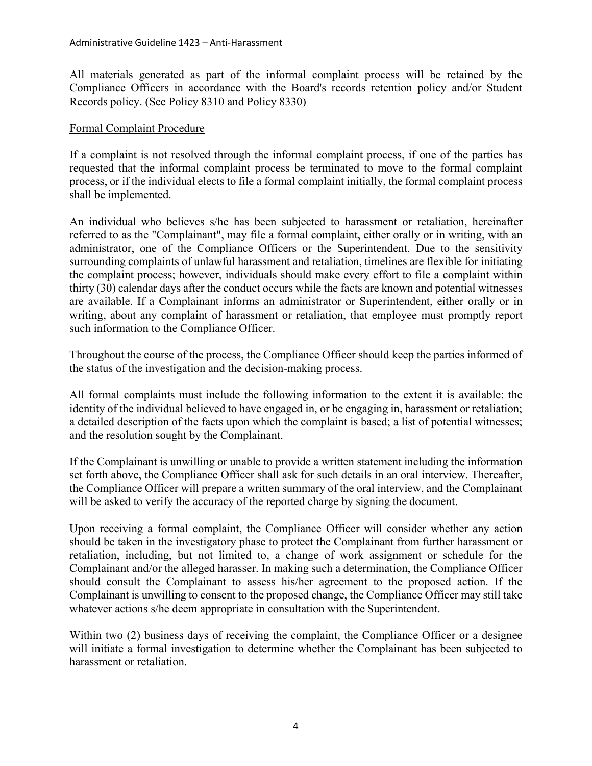All materials generated as part of the informal complaint process will be retained by the Compliance Officers in accordance with the Board's records retention policy and/or Student Records policy. (See Policy 8310 and Policy 8330)

Formal Complaint Procedure

If a complaint is not resolved through the informal complaint process, if one of the parties has requested that the informal complaint process be terminated to move to the formal complaint process, or if the individual elects to file a formal complaint initially, the formal complaint process shall be implemented.

An individual who believes s/he has been subjected to harassment or retaliation, hereinafter referred to as the "Complainant", may file a formal complaint, either orally or in writing, with an administrator, one of the Compliance Officers or the Superintendent. Due to the sensitivity surrounding complaints of unlawful harassment and retaliation, timelines are flexible for initiating the complaint process; however, individuals should make every effort to file a complaint within thirty (30) calendar days after the conduct occurs while the facts are known and potential witnesses are available. If a Complainant informs an administrator or Superintendent, either orally or in writing, about any complaint of harassment or retaliation, that employee must promptly report such information to the Compliance Officer.

Throughout the course of the process, the Compliance Officer should keep the parties informed of the status of the investigation and the decision-making process.

All formal complaints must include the following information to the extent it is available: the identity of the individual believed to have engaged in, or be engaging in, harassment or retaliation; a detailed description of the facts upon which the complaint is based; a list of potential witnesses; and the resolution sought by the Complainant.

If the Complainant is unwilling or unable to provide a written statement including the information set forth above, the Compliance Officer shall ask for such details in an oral interview. Thereafter, the Compliance Officer will prepare a written summary of the oral interview, and the Complainant will be asked to verify the accuracy of the reported charge by signing the document.

Upon receiving a formal complaint, the Compliance Officer will consider whether any action should be taken in the investigatory phase to protect the Complainant from further harassment or retaliation, including, but not limited to, a change of work assignment or schedule for the Complainant and/or the alleged harasser. In making such a determination, the Compliance Officer should consult the Complainant to assess his/her agreement to the proposed action. If the Complainant is unwilling to consent to the proposed change, the Compliance Officer may still take whatever actions s/he deem appropriate in consultation with the Superintendent.

Within two (2) business days of receiving the complaint, the Compliance Officer or a designee will initiate a formal investigation to determine whether the Complainant has been subjected to harassment or retaliation.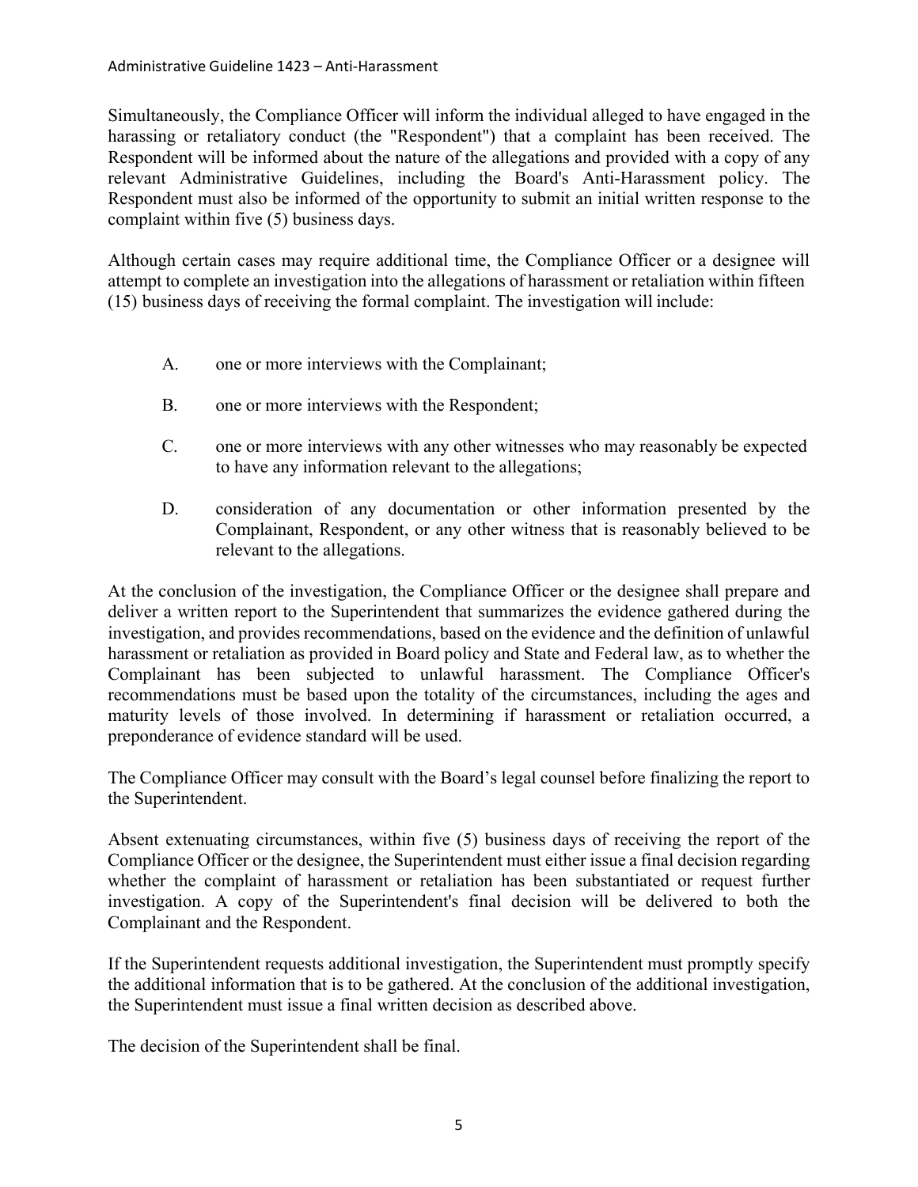Simultaneously, the Compliance Officer will inform the individual alleged to have engaged in the harassing or retaliatory conduct (the "Respondent") that a complaint has been received. The Respondent will be informed about the nature of the allegations and provided with a copy of any relevant Administrative Guidelines, including the Board's Anti-Harassment policy. The Respondent must also be informed of the opportunity to submit an initial written response to the complaint within five (5) business days.

Although certain cases may require additional time, the Compliance Officer or a designee will attempt to complete an investigation into the allegations of harassment or retaliation within fifteen (15) business days of receiving the formal complaint. The investigation will include:

A. one or more interviews with the Complainant;

B. one or more interviews with the Respondent;

C. one or more interviews with any other witnesses who may reasonably be expected to have any information relevant to the allegations;

D. consideration of any documentation or other information presented by the Complainant, Respondent, or any other witness that is reasonably believed to be relevant to the allegations.

At the conclusion of the investigation, the Compliance Officer or the designee shall prepare and deliver a written report to the Superintendent that summarizes the evidence gathered during the investigation, and provides recommendations, based on the evidence and the definition of unlawful harassment or retaliation as provided in Board policy and State and Federal law, as to whether the Complainant has been subjected to unlawful harassment. The Compliance Officer's recommendations must be based upon the totality of the circumstances, including the ages and maturity levels of those involved. In determining if harassment or retaliation occurred, a preponderance of evidence standard will be used.

The Compliance Officer may consult with the Board's legal counsel before finalizing the report to the Superintendent.

Absent extenuating circumstances, within five (5) business days of receiving the report of the Compliance Officer or the designee, the Superintendent must either issue a final decision regarding whether the complaint of harassment or retaliation has been substantiated or request further investigation. A copy of the Superintendent's final decision will be delivered to both the Complainant and the Respondent.

If the Superintendent requests additional investigation, the Superintendent must promptly specify the additional information that is to be gathered. At the conclusion of the additional investigation, the Superintendent must issue a final written decision as described above.

The decision of the Superintendent shall be final.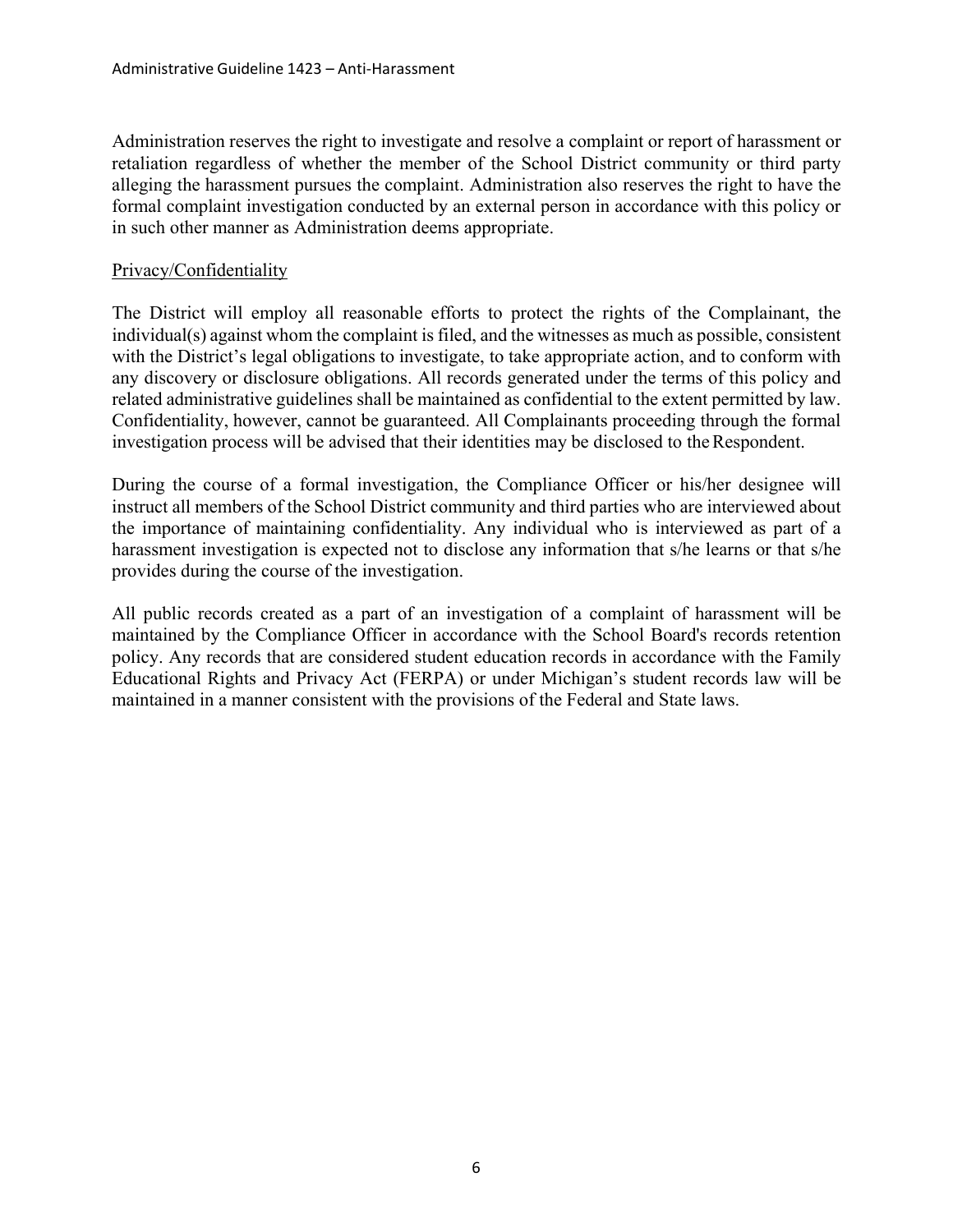Administration reserves the right to investigate and resolve a complaint or report of harassment or retaliation regardless of whether the member of the School District community or third party alleging the harassment pursues the complaint. Administration also reserves the right to have the formal complaint investigation conducted by an external person in accordance with this policy or in such other manner as Administration deems appropriate.

<u>Privacy/Confidentiality</u>

The District will employ all reasonable efforts to protect the rights of the Complainant, the individual(s) against whom the complaint is filed, and the witnesses as much as possible, consistent with the District's legal obligations to investigate, to take appropriate action, and to conform with any discovery or disclosure obligations. All records generated under the terms of this policy and related administrative guidelines shall be maintained as confidential to the extent permitted by law. Confidentiality, however, cannot be guaranteed. All Complainants proceeding through the formal investigation process will be advised that their identities may be disclosed to the Respondent.

During the course of a formal investigation, the Compliance Officer or his/her designee will instruct all members of the School District community and third parties who are interviewed about the importance of maintaining confidentiality. Any individual who is interviewed as part of a harassment investigation is expected not to disclose any information that s/he learns or that s/he provides during the course of the investigation.

All public records created as a part of an investigation of a complaint of harassment will be maintained by the Compliance Officer in accordance with the School Board's records retention policy. Any records that are considered student education records in accordance with the Family Educational Rights and Privacy Act (FERPA) or under Michigan's student records law will be maintained in a manner consistent with the provisions of the Federal and State laws.